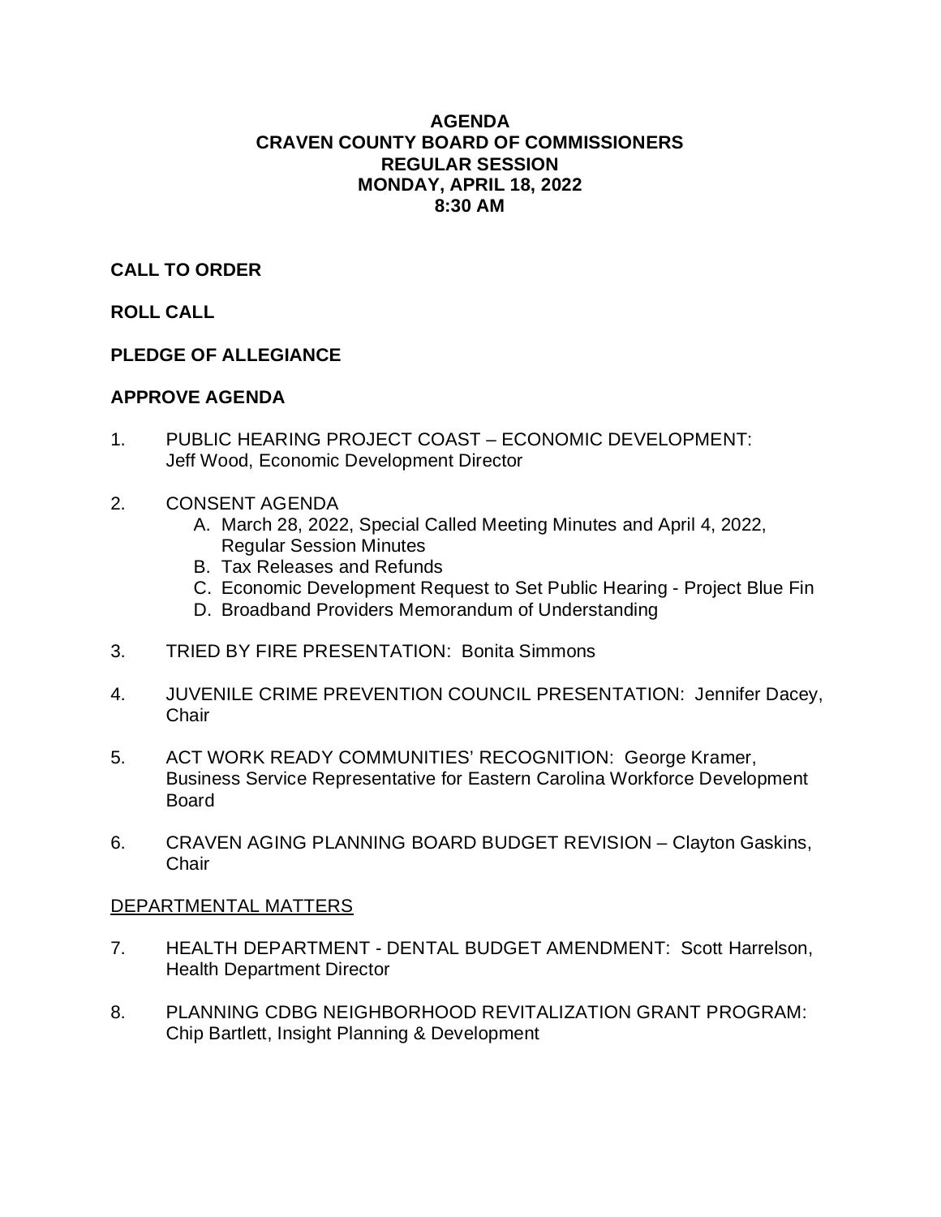# AGENDA
# CRAVEN COUNTY BOARD OF COMMISSIONERS
# REGULAR SESSION
# MONDAY, APRIL 18, 2022
# 8:30 AM

**CALL TO ORDER**

**ROLL CALL**

**PLEDGE OF ALLEGIANCE**

**APPROVE AGENDA**

1. PUBLIC HEARING PROJECT COAST – ECONOMIC DEVELOPMENT: Jeff Wood, Economic Development Director

2. CONSENT AGENDA
   - A. March 28, 2022, Special Called Meeting Minutes and April 4, 2022, Regular Session Minutes
   - B. Tax Releases and Refunds
   - C. Economic Development Request to Set Public Hearing - Project Blue Fin
   - D. Broadband Providers Memorandum of Understanding

3. TRIED BY FIRE PRESENTATION: Bonita Simmons

4. JUVENILE CRIME PREVENTION COUNCIL PRESENTATION: Jennifer Dacey, Chair

5. ACT WORK READY COMMUNITIES' RECOGNITION: George Kramer, Business Service Representative for Eastern Carolina Workforce Development Board

6. CRAVEN AGING PLANNING BOARD BUDGET REVISION – Clayton Gaskins, Chair

<u>DEPARTMENTAL MATTERS</u>

7. HEALTH DEPARTMENT - DENTAL BUDGET AMENDMENT: Scott Harrelson, Health Department Director

8. PLANNING CDBG NEIGHBORHOOD REVITALIZATION GRANT PROGRAM: Chip Bartlett, Insight Planning & Development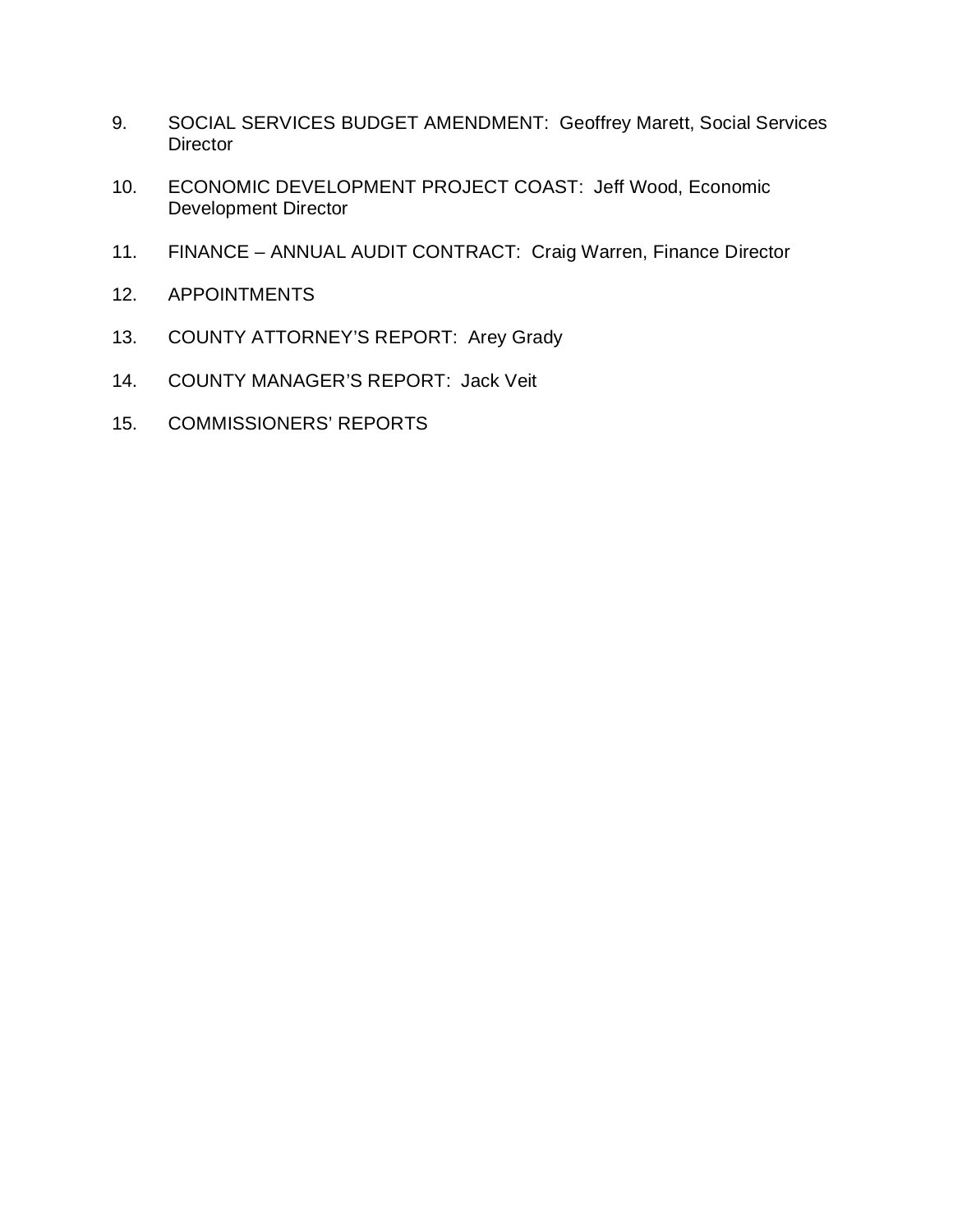9. SOCIAL SERVICES BUDGET AMENDMENT: Geoffrey Marett, Social Services Director

10. ECONOMIC DEVELOPMENT PROJECT COAST: Jeff Wood, Economic Development Director

11. FINANCE – ANNUAL AUDIT CONTRACT: Craig Warren, Finance Director

12. APPOINTMENTS

13. COUNTY ATTORNEY'S REPORT: Arey Grady

14. COUNTY MANAGER'S REPORT: Jack Veit

15. COMMISSIONERS' REPORTS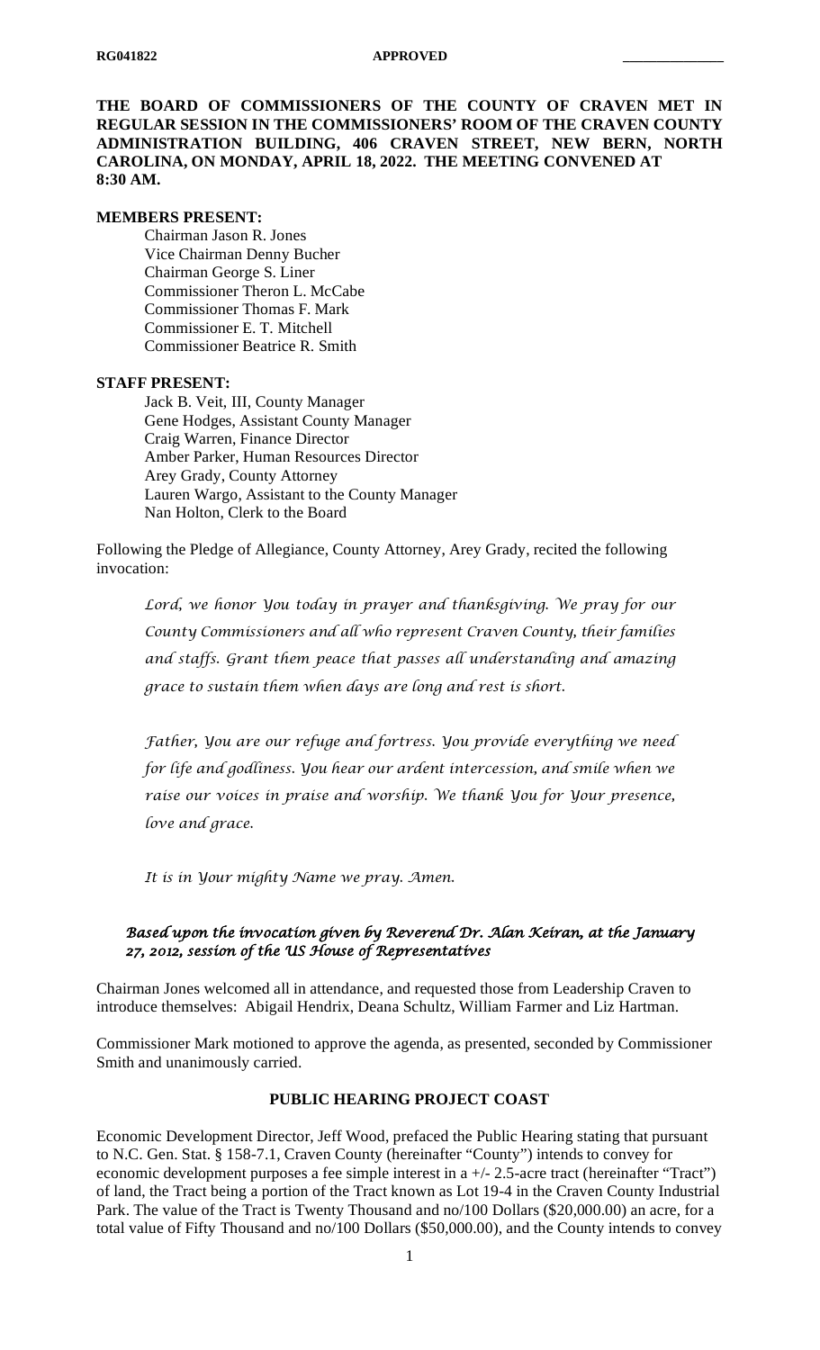RG041822 **APPROVED** _____________

**THE BOARD OF COMMISSIONERS OF THE COUNTY OF CRAVEN MET IN REGULAR SESSION IN THE COMMISSIONERS' ROOM OF THE CRAVEN COUNTY ADMINISTRATION BUILDING, 406 CRAVEN STREET, NEW BERN, NORTH CAROLINA, ON MONDAY, APRIL 18, 2022. THE MEETING CONVENED AT 8:30 AM.**

**MEMBERS PRESENT:**

Chairman Jason R. Jones
Vice Chairman Denny Bucher
Chairman George S. Liner
Commissioner Theron L. McCabe
Commissioner Thomas F. Mark
Commissioner E. T. Mitchell
Commissioner Beatrice R. Smith

**STAFF PRESENT:**

Jack B. Veit, III, County Manager
Gene Hodges, Assistant County Manager
Craig Warren, Finance Director
Amber Parker, Human Resources Director
Arey Grady, County Attorney
Lauren Wargo, Assistant to the County Manager
Nan Holton, Clerk to the Board

Following the Pledge of Allegiance, County Attorney, Arey Grady, recited the following invocation:

*Lord, we honor You today in prayer and thanksgiving. We pray for our County Commissioners and all who represent Craven County, their families and staffs. Grant them peace that passes all understanding and amazing grace to sustain them when days are long and rest is short.*

*Father, You are our refuge and fortress. You provide everything we need for life and godliness. You hear our ardent intercession, and smile when we raise our voices in praise and worship. We thank You for Your presence, love and grace.*

*It is in Your mighty Name we pray. Amen.*

***Based upon the invocation given by Reverend Dr. Alan Keiran, at the January 27, 2012, session of the US House of Representatives***

Chairman Jones welcomed all in attendance, and requested those from Leadership Craven to introduce themselves: Abigail Hendrix, Deana Schultz, William Farmer and Liz Hartman.

Commissioner Mark motioned to approve the agenda, as presented, seconded by Commissioner Smith and unanimously carried.

## PUBLIC HEARING PROJECT COAST

Economic Development Director, Jeff Wood, prefaced the Public Hearing stating that pursuant to N.C. Gen. Stat. § 158-7.1, Craven County (hereinafter "County") intends to convey for economic development purposes a fee simple interest in a +/- 2.5-acre tract (hereinafter "Tract") of land, the Tract being a portion of the Tract known as Lot 19-4 in the Craven County Industrial Park. The value of the Tract is Twenty Thousand and no/100 Dollars ($20,000.00) an acre, for a total value of Fifty Thousand and no/100 Dollars ($50,000.00), and the County intends to convey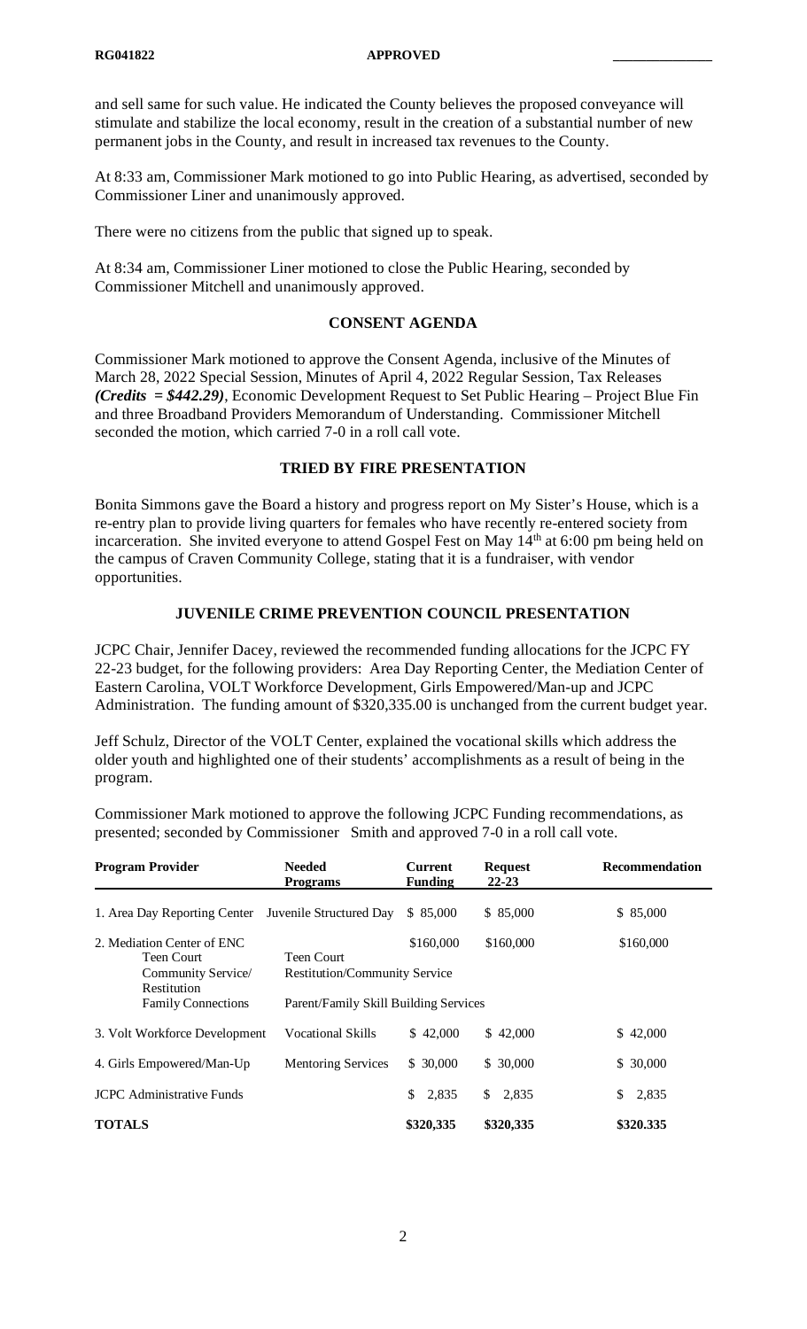and sell same for such value. He indicated the County believes the proposed conveyance will stimulate and stabilize the local economy, result in the creation of a substantial number of new permanent jobs in the County, and result in increased tax revenues to the County.

At 8:33 am, Commissioner Mark motioned to go into Public Hearing, as advertised, seconded by Commissioner Liner and unanimously approved.

There were no citizens from the public that signed up to speak.

At 8:34 am, Commissioner Liner motioned to close the Public Hearing, seconded by Commissioner Mitchell and unanimously approved.

## CONSENT AGENDA

Commissioner Mark motioned to approve the Consent Agenda, inclusive of the Minutes of March 28, 2022 Special Session, Minutes of April 4, 2022 Regular Session, Tax Releases ***(Credits = $442.29)***, Economic Development Request to Set Public Hearing – Project Blue Fin and three Broadband Providers Memorandum of Understanding. Commissioner Mitchell seconded the motion, which carried 7-0 in a roll call vote.

## TRIED BY FIRE PRESENTATION

Bonita Simmons gave the Board a history and progress report on My Sister's House, which is a re-entry plan to provide living quarters for females who have recently re-entered society from incarceration. She invited everyone to attend Gospel Fest on May 14th at 6:00 pm being held on the campus of Craven Community College, stating that it is a fundraiser, with vendor opportunities.

## JUVENILE CRIME PREVENTION COUNCIL PRESENTATION

JCPC Chair, Jennifer Dacey, reviewed the recommended funding allocations for the JCPC FY 22-23 budget, for the following providers: Area Day Reporting Center, the Mediation Center of Eastern Carolina, VOLT Workforce Development, Girls Empowered/Man-up and JCPC Administration. The funding amount of $320,335.00 is unchanged from the current budget year.

Jeff Schulz, Director of the VOLT Center, explained the vocational skills which address the older youth and highlighted one of their students' accomplishments as a result of being in the program.

Commissioner Mark motioned to approve the following JCPC Funding recommendations, as presented; seconded by Commissioner Smith and approved 7-0 in a roll call vote.

| Program Provider | Needed Programs | Current Funding | Request 22-23 | Recommendation |
|---|---|---|---|---|
| 1. Area Day Reporting Center | Juvenile Structured Day | $ 85,000 | $ 85,000 | $ 85,000 |
| 2. Mediation Center of ENC | | $160,000 | $160,000 | $160,000 |
| Teen Court | Teen Court | | | |
| Community Service/ Restitution | Restitution/Community Service | | | |
| Family Connections | Parent/Family Skill Building Services | | | |
| 3. Volt Workforce Development | Vocational Skills | $ 42,000 | $ 42,000 | $ 42,000 |
| 4. Girls Empowered/Man-Up | Mentoring Services | $ 30,000 | $ 30,000 | $ 30,000 |
| JCPC Administrative Funds | | $ 2,835 | $ 2,835 | $ 2,835 |
| **TOTALS** | | **$320,335** | **$320,335** | **$320.335** |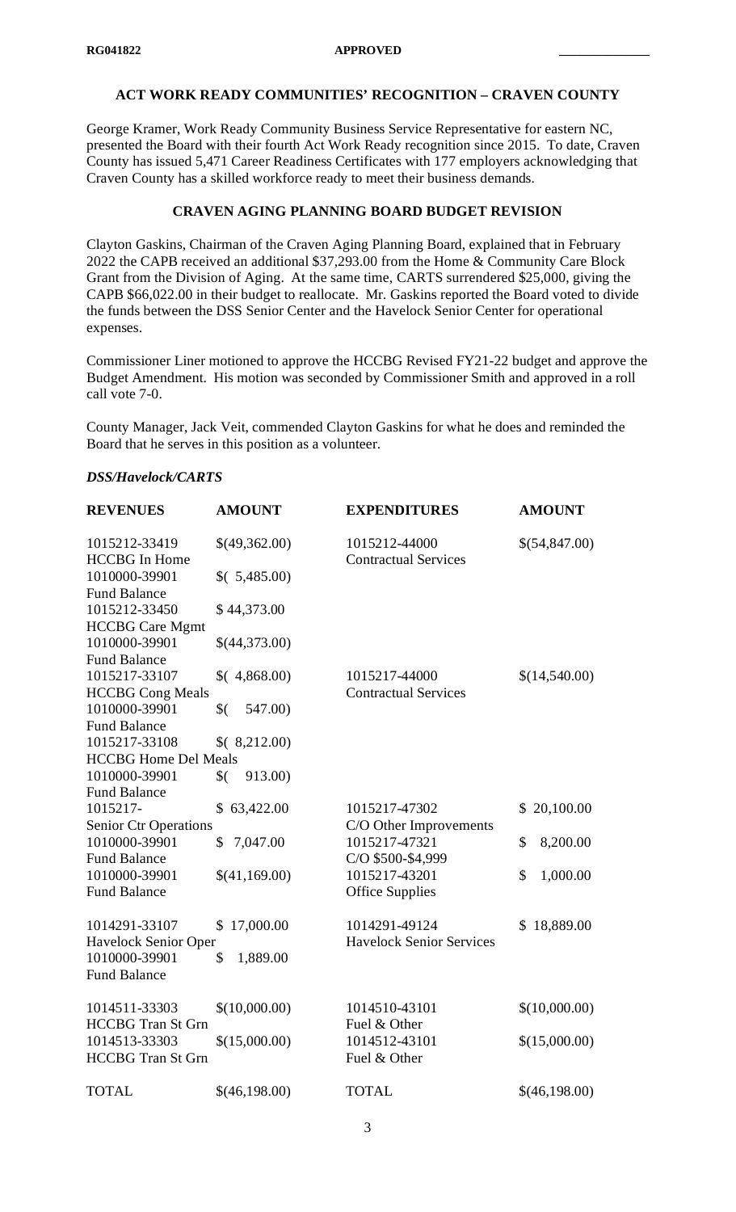## ACT WORK READY COMMUNITIES' RECOGNITION – CRAVEN COUNTY

George Kramer, Work Ready Community Business Service Representative for eastern NC, presented the Board with their fourth Act Work Ready recognition since 2015. To date, Craven County has issued 5,471 Career Readiness Certificates with 177 employers acknowledging that Craven County has a skilled workforce ready to meet their business demands.

## CRAVEN AGING PLANNING BOARD BUDGET REVISION

Clayton Gaskins, Chairman of the Craven Aging Planning Board, explained that in February 2022 the CAPB received an additional $37,293.00 from the Home & Community Care Block Grant from the Division of Aging. At the same time, CARTS surrendered $25,000, giving the CAPB $66,022.00 in their budget to reallocate. Mr. Gaskins reported the Board voted to divide the funds between the DSS Senior Center and the Havelock Senior Center for operational expenses.

Commissioner Liner motioned to approve the HCCBG Revised FY21-22 budget and approve the Budget Amendment. His motion was seconded by Commissioner Smith and approved in a roll call vote 7-0.

County Manager, Jack Veit, commended Clayton Gaskins for what he does and reminded the Board that he serves in this position as a volunteer.

***DSS/Havelock/CARTS***

| REVENUES | AMOUNT | EXPENDITURES | AMOUNT |
|---|---|---|---|
| 1015212-33419 HCCBG In Home | $(49,362.00) | 1015212-44000 Contractual Services | $(54,847.00) |
| 1010000-39901 Fund Balance | $( 5,485.00) | | |
| 1015212-33450 HCCBG Care Mgmt | $ 44,373.00 | | |
| 1010000-39901 Fund Balance | $(44,373.00) | | |
| 1015217-33107 HCCBG Cong Meals | $( 4,868.00) | 1015217-44000 Contractual Services | $(14,540.00) |
| 1010000-39901 Fund Balance | $( 547.00) | | |
| 1015217-33108 HCCBG Home Del Meals | $( 8,212.00) | | |
| 1010000-39901 Fund Balance | $( 913.00) | | |
| 1015217- Senior Ctr Operations | $ 63,422.00 | 1015217-47302 C/O Other Improvements | $ 20,100.00 |
| 1010000-39901 Fund Balance | $ 7,047.00 | 1015217-47321 C/O $500-$4,999 | $ 8,200.00 |
| 1010000-39901 Fund Balance | $(41,169.00) | 1015217-43201 Office Supplies | $ 1,000.00 |
| 1014291-33107 Havelock Senior Oper | $ 17,000.00 | 1014291-49124 Havelock Senior Services | $ 18,889.00 |
| 1010000-39901 Fund Balance | $ 1,889.00 | | |
| 1014511-33303 HCCBG Tran St Grn | $(10,000.00) | 1014510-43101 Fuel & Other | $(10,000.00) |
| 1014513-33303 HCCBG Tran St Grn | $(15,000.00) | 1014512-43101 Fuel & Other | $(15,000.00) |
| TOTAL | $(46,198.00) | TOTAL | $(46,198.00) |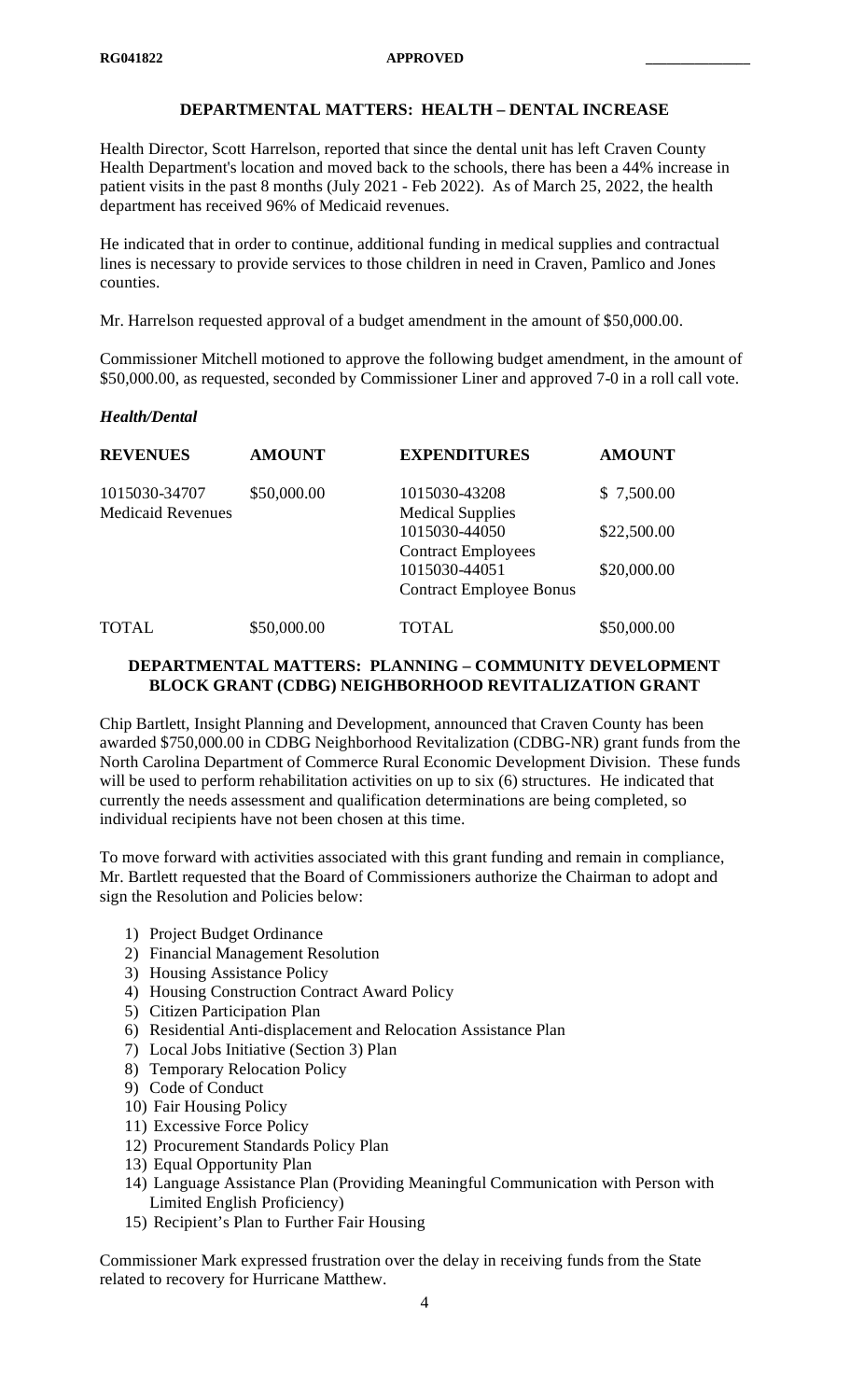## DEPARTMENTAL MATTERS: HEALTH – DENTAL INCREASE

Health Director, Scott Harrelson, reported that since the dental unit has left Craven County Health Department's location and moved back to the schools, there has been a 44% increase in patient visits in the past 8 months (July 2021 - Feb 2022). As of March 25, 2022, the health department has received 96% of Medicaid revenues.

He indicated that in order to continue, additional funding in medical supplies and contractual lines is necessary to provide services to those children in need in Craven, Pamlico and Jones counties.

Mr. Harrelson requested approval of a budget amendment in the amount of $50,000.00.

Commissioner Mitchell motioned to approve the following budget amendment, in the amount of $50,000.00, as requested, seconded by Commissioner Liner and approved 7-0 in a roll call vote.

***Health/Dental***

| REVENUES | AMOUNT | EXPENDITURES | AMOUNT |
|---|---|---|---|
| 1015030-34707 Medicaid Revenues | $50,000.00 | 1015030-43208 Medical Supplies | $ 7,500.00 |
| | | 1015030-44050 Contract Employees | $22,500.00 |
| | | 1015030-44051 Contract Employee Bonus | $20,000.00 |
| TOTAL | $50,000.00 | TOTAL | $50,000.00 |

## DEPARTMENTAL MATTERS: PLANNING – COMMUNITY DEVELOPMENT BLOCK GRANT (CDBG) NEIGHBORHOOD REVITALIZATION GRANT

Chip Bartlett, Insight Planning and Development, announced that Craven County has been awarded $750,000.00 in CDBG Neighborhood Revitalization (CDBG-NR) grant funds from the North Carolina Department of Commerce Rural Economic Development Division. These funds will be used to perform rehabilitation activities on up to six (6) structures. He indicated that currently the needs assessment and qualification determinations are being completed, so individual recipients have not been chosen at this time.

To move forward with activities associated with this grant funding and remain in compliance, Mr. Bartlett requested that the Board of Commissioners authorize the Chairman to adopt and sign the Resolution and Policies below:

1) Project Budget Ordinance
2) Financial Management Resolution
3) Housing Assistance Policy
4) Housing Construction Contract Award Policy
5) Citizen Participation Plan
6) Residential Anti-displacement and Relocation Assistance Plan
7) Local Jobs Initiative (Section 3) Plan
8) Temporary Relocation Policy
9) Code of Conduct
10) Fair Housing Policy
11) Excessive Force Policy
12) Procurement Standards Policy Plan
13) Equal Opportunity Plan
14) Language Assistance Plan (Providing Meaningful Communication with Person with Limited English Proficiency)
15) Recipient's Plan to Further Fair Housing

Commissioner Mark expressed frustration over the delay in receiving funds from the State related to recovery for Hurricane Matthew.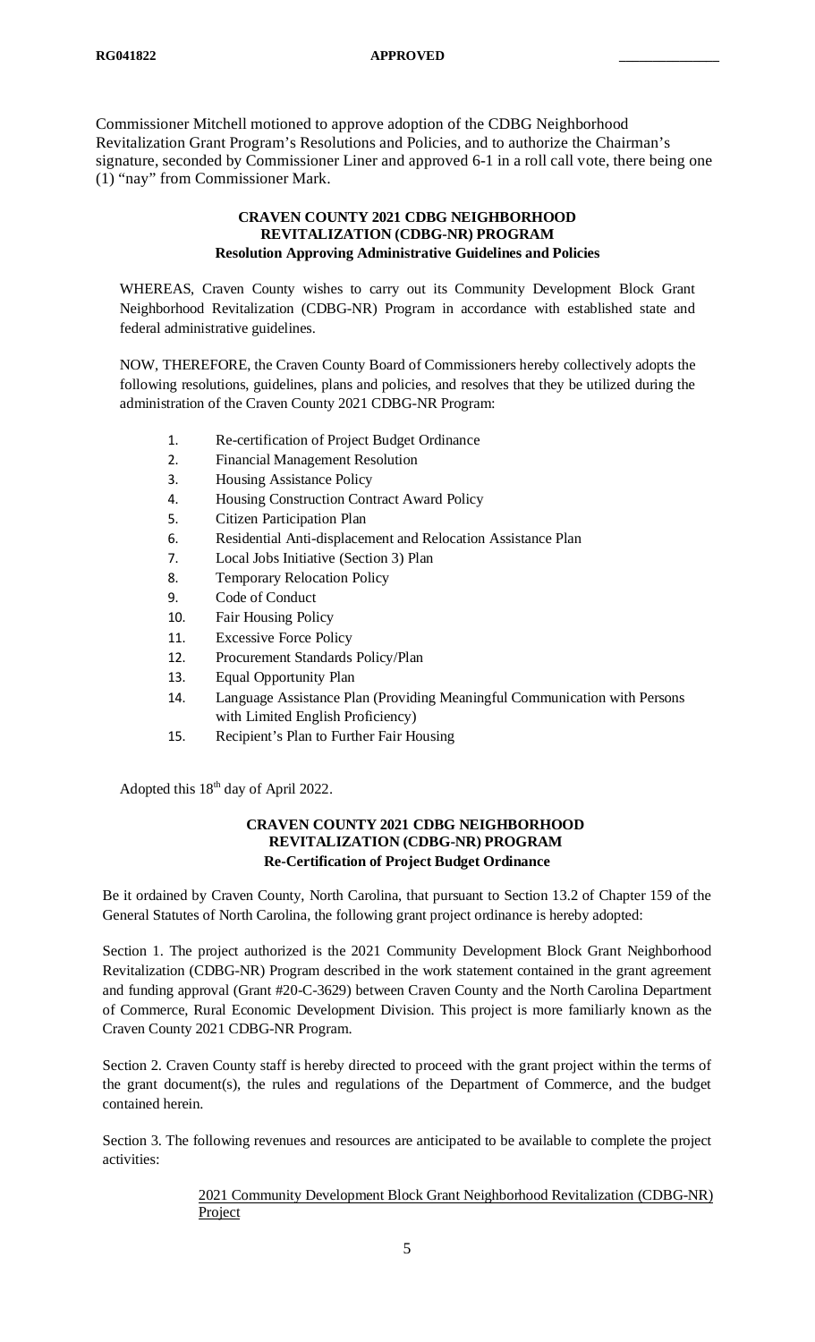Commissioner Mitchell motioned to approve adoption of the CDBG Neighborhood Revitalization Grant Program's Resolutions and Policies, and to authorize the Chairman's signature, seconded by Commissioner Liner and approved 6-1 in a roll call vote, there being one (1) "nay" from Commissioner Mark.

**CRAVEN COUNTY 2021 CDBG NEIGHBORHOOD REVITALIZATION (CDBG-NR) PROGRAM**
**Resolution Approving Administrative Guidelines and Policies**

WHEREAS, Craven County wishes to carry out its Community Development Block Grant Neighborhood Revitalization (CDBG-NR) Program in accordance with established state and federal administrative guidelines.

NOW, THEREFORE, the Craven County Board of Commissioners hereby collectively adopts the following resolutions, guidelines, plans and policies, and resolves that they be utilized during the administration of the Craven County 2021 CDBG-NR Program:

1. Re-certification of Project Budget Ordinance
2. Financial Management Resolution
3. Housing Assistance Policy
4. Housing Construction Contract Award Policy
5. Citizen Participation Plan
6. Residential Anti-displacement and Relocation Assistance Plan
7. Local Jobs Initiative (Section 3) Plan
8. Temporary Relocation Policy
9. Code of Conduct
10. Fair Housing Policy
11. Excessive Force Policy
12. Procurement Standards Policy/Plan
13. Equal Opportunity Plan
14. Language Assistance Plan (Providing Meaningful Communication with Persons with Limited English Proficiency)
15. Recipient's Plan to Further Fair Housing

Adopted this 18th day of April 2022.

**CRAVEN COUNTY 2021 CDBG NEIGHBORHOOD REVITALIZATION (CDBG-NR) PROGRAM**
**Re-Certification of Project Budget Ordinance**

Be it ordained by Craven County, North Carolina, that pursuant to Section 13.2 of Chapter 159 of the General Statutes of North Carolina, the following grant project ordinance is hereby adopted:

Section 1. The project authorized is the 2021 Community Development Block Grant Neighborhood Revitalization (CDBG-NR) Program described in the work statement contained in the grant agreement and funding approval (Grant #20-C-3629) between Craven County and the North Carolina Department of Commerce, Rural Economic Development Division. This project is more familiarly known as the Craven County 2021 CDBG-NR Program.

Section 2. Craven County staff is hereby directed to proceed with the grant project within the terms of the grant document(s), the rules and regulations of the Department of Commerce, and the budget contained herein.

Section 3. The following revenues and resources are anticipated to be available to complete the project activities:

2021 Community Development Block Grant Neighborhood Revitalization (CDBG-NR) Project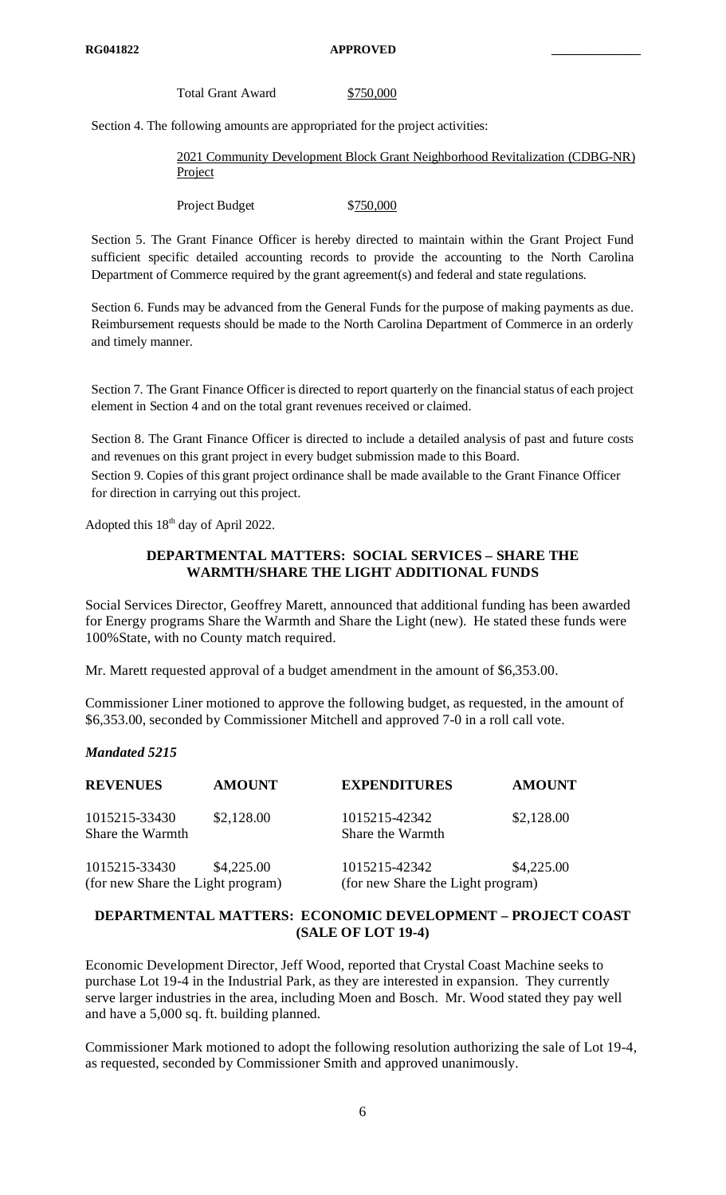Total Grant Award $750,000

Section 4. The following amounts are appropriated for the project activities:

2021 Community Development Block Grant Neighborhood Revitalization (CDBG-NR) Project

Project Budget $750,000

Section 5. The Grant Finance Officer is hereby directed to maintain within the Grant Project Fund sufficient specific detailed accounting records to provide the accounting to the North Carolina Department of Commerce required by the grant agreement(s) and federal and state regulations.

Section 6. Funds may be advanced from the General Funds for the purpose of making payments as due. Reimbursement requests should be made to the North Carolina Department of Commerce in an orderly and timely manner.

Section 7. The Grant Finance Officer is directed to report quarterly on the financial status of each project element in Section 4 and on the total grant revenues received or claimed.

Section 8. The Grant Finance Officer is directed to include a detailed analysis of past and future costs and revenues on this grant project in every budget submission made to this Board.

Section 9. Copies of this grant project ordinance shall be made available to the Grant Finance Officer for direction in carrying out this project.

Adopted this 18th day of April 2022.

## DEPARTMENTAL MATTERS: SOCIAL SERVICES – SHARE THE WARMTH/SHARE THE LIGHT ADDITIONAL FUNDS

Social Services Director, Geoffrey Marett, announced that additional funding has been awarded for Energy programs Share the Warmth and Share the Light (new). He stated these funds were 100%State, with no County match required.

Mr. Marett requested approval of a budget amendment in the amount of $6,353.00.

Commissioner Liner motioned to approve the following budget, as requested, in the amount of $6,353.00, seconded by Commissioner Mitchell and approved 7-0 in a roll call vote.

***Mandated 5215***

| REVENUES | AMOUNT | EXPENDITURES | AMOUNT |
|---|---|---|---|
| 1015215-33430 Share the Warmth | $2,128.00 | 1015215-42342 Share the Warmth | $2,128.00 |
| 1015215-33430 (for new Share the Light program) | $4,225.00 | 1015215-42342 (for new Share the Light program) | $4,225.00 |

## DEPARTMENTAL MATTERS: ECONOMIC DEVELOPMENT – PROJECT COAST (SALE OF LOT 19-4)

Economic Development Director, Jeff Wood, reported that Crystal Coast Machine seeks to purchase Lot 19-4 in the Industrial Park, as they are interested in expansion. They currently serve larger industries in the area, including Moen and Bosch. Mr. Wood stated they pay well and have a 5,000 sq. ft. building planned.

Commissioner Mark motioned to adopt the following resolution authorizing the sale of Lot 19-4, as requested, seconded by Commissioner Smith and approved unanimously.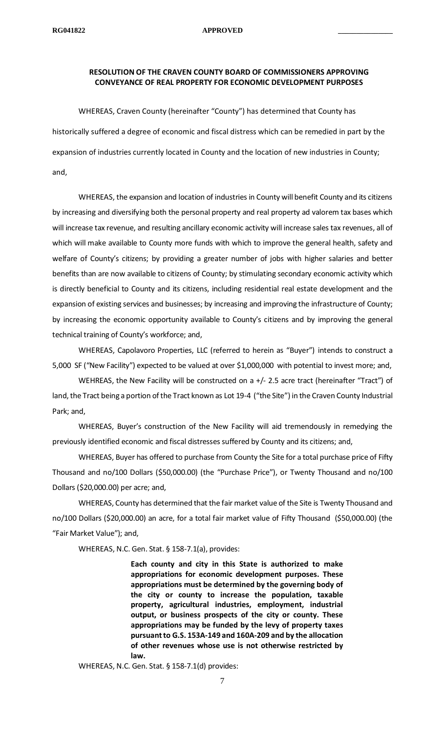## RESOLUTION OF THE CRAVEN COUNTY BOARD OF COMMISSIONERS APPROVING CONVEYANCE OF REAL PROPERTY FOR ECONOMIC DEVELOPMENT PURPOSES

WHEREAS, Craven County (hereinafter "County") has determined that County has historically suffered a degree of economic and fiscal distress which can be remedied in part by the expansion of industries currently located in County and the location of new industries in County; and,

WHEREAS, the expansion and location of industries in County will benefit County and its citizens by increasing and diversifying both the personal property and real property ad valorem tax bases which will increase tax revenue, and resulting ancillary economic activity will increase sales tax revenues, all of which will make available to County more funds with which to improve the general health, safety and welfare of County's citizens; by providing a greater number of jobs with higher salaries and better benefits than are now available to citizens of County; by stimulating secondary economic activity which is directly beneficial to County and its citizens, including residential real estate development and the expansion of existing services and businesses; by increasing and improving the infrastructure of County; by increasing the economic opportunity available to County's citizens and by improving the general technical training of County's workforce; and,

WHEREAS, Capolavoro Properties, LLC (referred to herein as "Buyer") intends to construct a 5,000 SF ("New Facility") expected to be valued at over $1,000,000 with potential to invest more; and,

WEHREAS, the New Facility will be constructed on a +/- 2.5 acre tract (hereinafter "Tract") of land, the Tract being a portion of the Tract known as Lot 19-4 ("the Site") in the Craven County Industrial Park; and,

WHEREAS, Buyer's construction of the New Facility will aid tremendously in remedying the previously identified economic and fiscal distresses suffered by County and its citizens; and,

WHEREAS, Buyer has offered to purchase from County the Site for a total purchase price of Fifty Thousand and no/100 Dollars ($50,000.00) (the "Purchase Price"), or Twenty Thousand and no/100 Dollars ($20,000.00) per acre; and,

WHEREAS, County has determined that the fair market value of the Site is Twenty Thousand and no/100 Dollars ($20,000.00) an acre, for a total fair market value of Fifty Thousand ($50,000.00) (the "Fair Market Value"); and,

WHEREAS, N.C. Gen. Stat. § 158-7.1(a), provides:

> **Each county and city in this State is authorized to make appropriations for economic development purposes. These appropriations must be determined by the governing body of the city or county to increase the population, taxable property, agricultural industries, employment, industrial output, or business prospects of the city or county. These appropriations may be funded by the levy of property taxes pursuant to G.S. 153A-149 and 160A-209 and by the allocation of other revenues whose use is not otherwise restricted by law.**

WHEREAS, N.C. Gen. Stat. § 158-7.1(d) provides: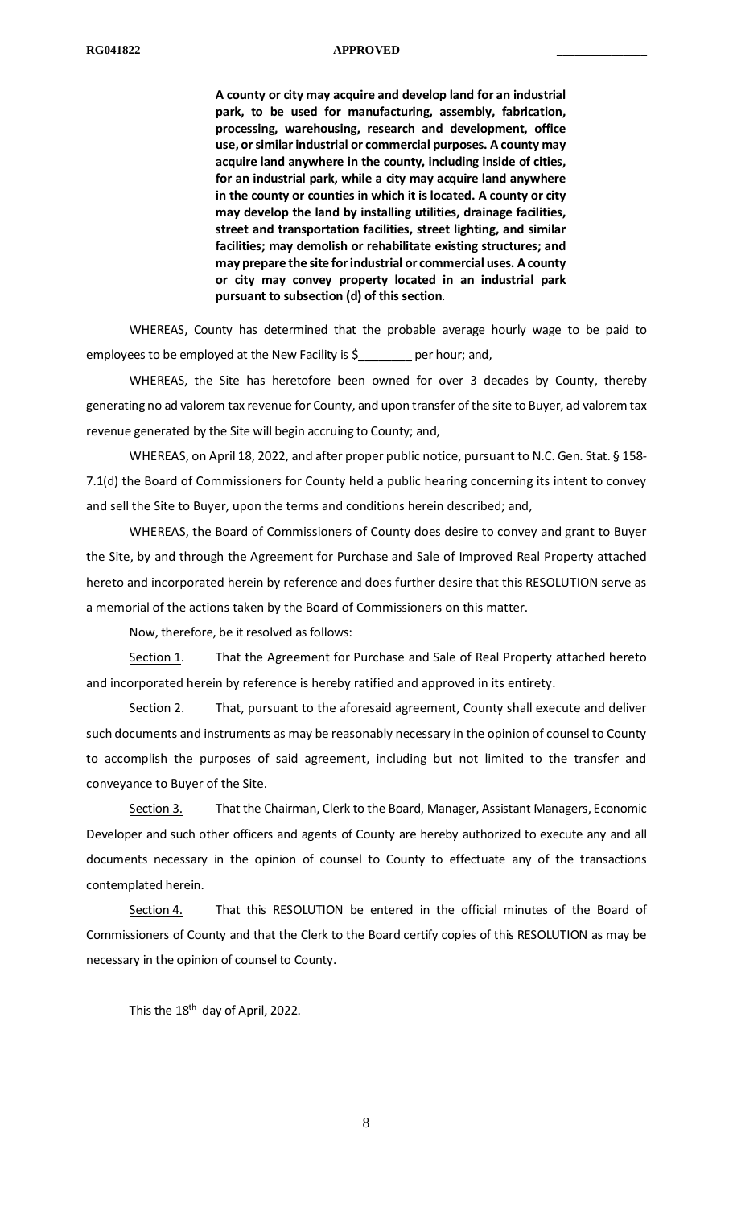**A county or city may acquire and develop land for an industrial park, to be used for manufacturing, assembly, fabrication, processing, warehousing, research and development, office use, or similar industrial or commercial purposes. A county may acquire land anywhere in the county, including inside of cities, for an industrial park, while a city may acquire land anywhere in the county or counties in which it is located. A county or city may develop the land by installing utilities, drainage facilities, street and transportation facilities, street lighting, and similar facilities; may demolish or rehabilitate existing structures; and may prepare the site for industrial or commercial uses. A county or city may convey property located in an industrial park pursuant to subsection (d) of this section**.

WHEREAS, County has determined that the probable average hourly wage to be paid to employees to be employed at the New Facility is $________ per hour; and,

WHEREAS, the Site has heretofore been owned for over 3 decades by County, thereby generating no ad valorem tax revenue for County, and upon transfer of the site to Buyer, ad valorem tax revenue generated by the Site will begin accruing to County; and,

WHEREAS, on April 18, 2022, and after proper public notice, pursuant to N.C. Gen. Stat. § 158-7.1(d) the Board of Commissioners for County held a public hearing concerning its intent to convey and sell the Site to Buyer, upon the terms and conditions herein described; and,

WHEREAS, the Board of Commissioners of County does desire to convey and grant to Buyer the Site, by and through the Agreement for Purchase and Sale of Improved Real Property attached hereto and incorporated herein by reference and does further desire that this RESOLUTION serve as a memorial of the actions taken by the Board of Commissioners on this matter.

Now, therefore, be it resolved as follows:

Section 1. That the Agreement for Purchase and Sale of Real Property attached hereto and incorporated herein by reference is hereby ratified and approved in its entirety.

Section 2. That, pursuant to the aforesaid agreement, County shall execute and deliver such documents and instruments as may be reasonably necessary in the opinion of counsel to County to accomplish the purposes of said agreement, including but not limited to the transfer and conveyance to Buyer of the Site.

Section 3. That the Chairman, Clerk to the Board, Manager, Assistant Managers, Economic Developer and such other officers and agents of County are hereby authorized to execute any and all documents necessary in the opinion of counsel to County to effectuate any of the transactions contemplated herein.

Section 4. That this RESOLUTION be entered in the official minutes of the Board of Commissioners of County and that the Clerk to the Board certify copies of this RESOLUTION as may be necessary in the opinion of counsel to County.

This the 18th day of April, 2022.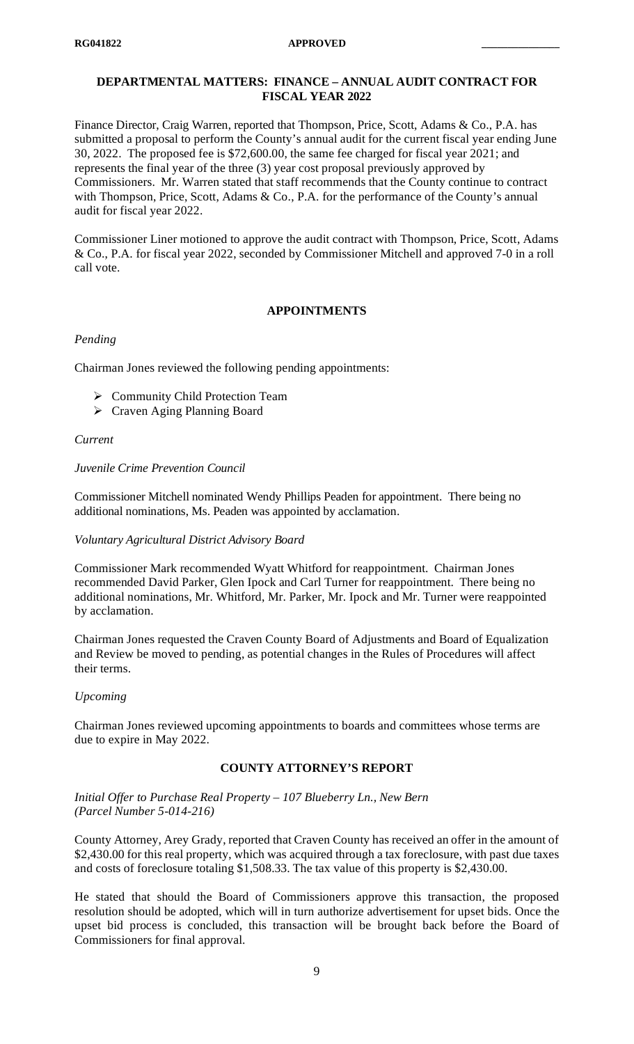## DEPARTMENTAL MATTERS: FINANCE – ANNUAL AUDIT CONTRACT FOR FISCAL YEAR 2022

Finance Director, Craig Warren, reported that Thompson, Price, Scott, Adams & Co., P.A. has submitted a proposal to perform the County's annual audit for the current fiscal year ending June 30, 2022. The proposed fee is $72,600.00, the same fee charged for fiscal year 2021; and represents the final year of the three (3) year cost proposal previously approved by Commissioners. Mr. Warren stated that staff recommends that the County continue to contract with Thompson, Price, Scott, Adams & Co., P.A. for the performance of the County's annual audit for fiscal year 2022.

Commissioner Liner motioned to approve the audit contract with Thompson, Price, Scott, Adams & Co., P.A. for fiscal year 2022, seconded by Commissioner Mitchell and approved 7-0 in a roll call vote.

## APPOINTMENTS

*Pending*

Chairman Jones reviewed the following pending appointments:

- Community Child Protection Team
- Craven Aging Planning Board

*Current*

*Juvenile Crime Prevention Council*

Commissioner Mitchell nominated Wendy Phillips Peaden for appointment. There being no additional nominations, Ms. Peaden was appointed by acclamation.

*Voluntary Agricultural District Advisory Board*

Commissioner Mark recommended Wyatt Whitford for reappointment. Chairman Jones recommended David Parker, Glen Ipock and Carl Turner for reappointment. There being no additional nominations, Mr. Whitford, Mr. Parker, Mr. Ipock and Mr. Turner were reappointed by acclamation.

Chairman Jones requested the Craven County Board of Adjustments and Board of Equalization and Review be moved to pending, as potential changes in the Rules of Procedures will affect their terms.

*Upcoming*

Chairman Jones reviewed upcoming appointments to boards and committees whose terms are due to expire in May 2022.

## COUNTY ATTORNEY'S REPORT

*Initial Offer to Purchase Real Property – 107 Blueberry Ln., New Bern (Parcel Number 5-014-216)*

County Attorney, Arey Grady, reported that Craven County has received an offer in the amount of $2,430.00 for this real property, which was acquired through a tax foreclosure, with past due taxes and costs of foreclosure totaling $1,508.33. The tax value of this property is $2,430.00.

He stated that should the Board of Commissioners approve this transaction, the proposed resolution should be adopted, which will in turn authorize advertisement for upset bids. Once the upset bid process is concluded, this transaction will be brought back before the Board of Commissioners for final approval.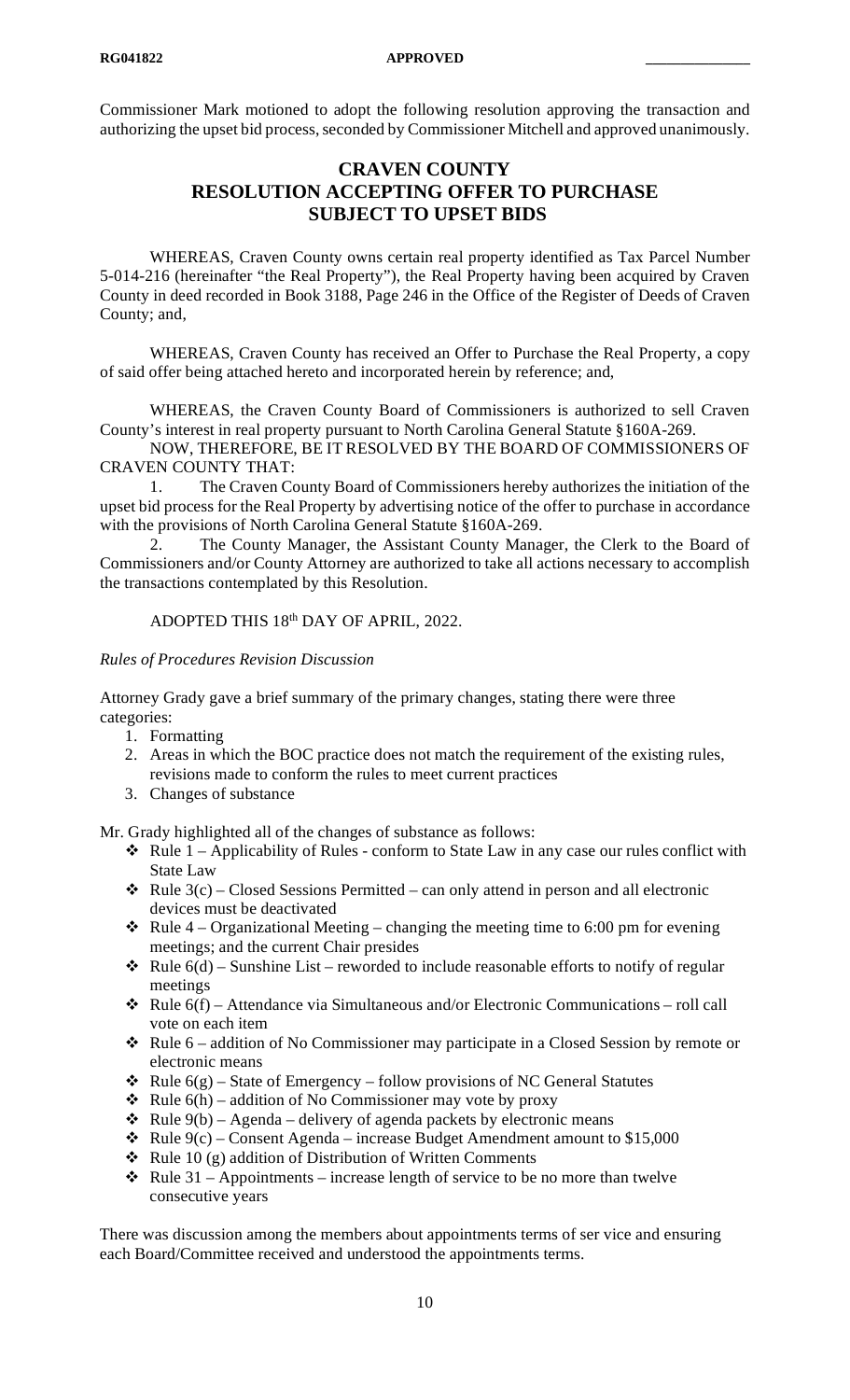Commissioner Mark motioned to adopt the following resolution approving the transaction and authorizing the upset bid process, seconded by Commissioner Mitchell and approved unanimously.

## CRAVEN COUNTY
## RESOLUTION ACCEPTING OFFER TO PURCHASE SUBJECT TO UPSET BIDS

WHEREAS, Craven County owns certain real property identified as Tax Parcel Number 5-014-216 (hereinafter "the Real Property"), the Real Property having been acquired by Craven County in deed recorded in Book 3188, Page 246 in the Office of the Register of Deeds of Craven County; and,

WHEREAS, Craven County has received an Offer to Purchase the Real Property, a copy of said offer being attached hereto and incorporated herein by reference; and,

WHEREAS, the Craven County Board of Commissioners is authorized to sell Craven County's interest in real property pursuant to North Carolina General Statute §160A-269.

NOW, THEREFORE, BE IT RESOLVED BY THE BOARD OF COMMISSIONERS OF CRAVEN COUNTY THAT:

1. The Craven County Board of Commissioners hereby authorizes the initiation of the upset bid process for the Real Property by advertising notice of the offer to purchase in accordance with the provisions of North Carolina General Statute §160A-269.
2. The County Manager, the Assistant County Manager, the Clerk to the Board of Commissioners and/or County Attorney are authorized to take all actions necessary to accomplish the transactions contemplated by this Resolution.

ADOPTED THIS 18th DAY OF APRIL, 2022.

*Rules of Procedures Revision Discussion*

Attorney Grady gave a brief summary of the primary changes, stating there were three categories:

1. Formatting
2. Areas in which the BOC practice does not match the requirement of the existing rules, revisions made to conform the rules to meet current practices
3. Changes of substance

Mr. Grady highlighted all of the changes of substance as follows:

- Rule 1 – Applicability of Rules - conform to State Law in any case our rules conflict with State Law
- Rule 3(c) – Closed Sessions Permitted – can only attend in person and all electronic devices must be deactivated
- Rule 4 – Organizational Meeting – changing the meeting time to 6:00 pm for evening meetings; and the current Chair presides
- Rule 6(d) – Sunshine List – reworded to include reasonable efforts to notify of regular meetings
- Rule 6(f) – Attendance via Simultaneous and/or Electronic Communications – roll call vote on each item
- Rule 6 – addition of No Commissioner may participate in a Closed Session by remote or electronic means
- Rule 6(g) – State of Emergency – follow provisions of NC General Statutes
- Rule 6(h) – addition of No Commissioner may vote by proxy
- Rule 9(b) – Agenda – delivery of agenda packets by electronic means
- Rule 9(c) – Consent Agenda – increase Budget Amendment amount to $15,000
- Rule 10 (g) addition of Distribution of Written Comments
- Rule 31 – Appointments – increase length of service to be no more than twelve consecutive years

There was discussion among the members about appointments terms of ser vice and ensuring each Board/Committee received and understood the appointments terms.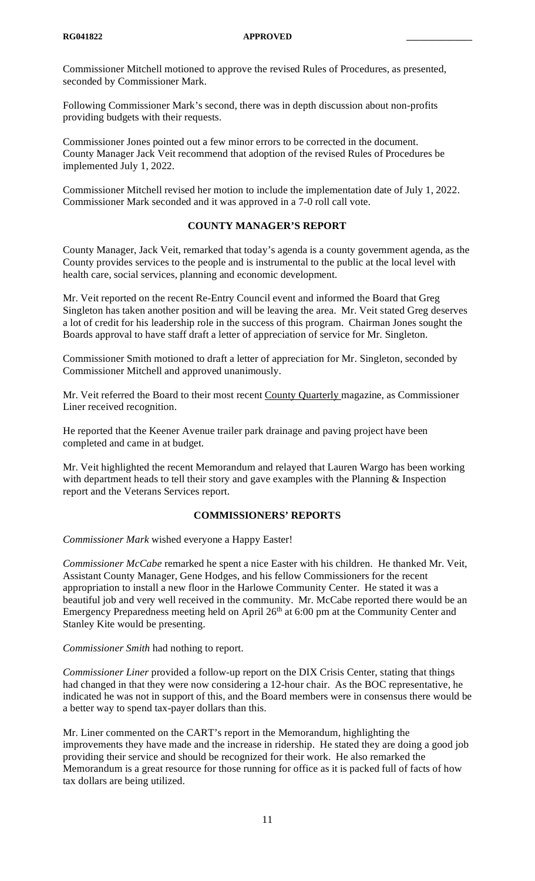Commissioner Mitchell motioned to approve the revised Rules of Procedures, as presented, seconded by Commissioner Mark.

Following Commissioner Mark's second, there was in depth discussion about non-profits providing budgets with their requests.

Commissioner Jones pointed out a few minor errors to be corrected in the document. County Manager Jack Veit recommend that adoption of the revised Rules of Procedures be implemented July 1, 2022.

Commissioner Mitchell revised her motion to include the implementation date of July 1, 2022. Commissioner Mark seconded and it was approved in a 7-0 roll call vote.

## COUNTY MANAGER'S REPORT

County Manager, Jack Veit, remarked that today's agenda is a county government agenda, as the County provides services to the people and is instrumental to the public at the local level with health care, social services, planning and economic development.

Mr. Veit reported on the recent Re-Entry Council event and informed the Board that Greg Singleton has taken another position and will be leaving the area. Mr. Veit stated Greg deserves a lot of credit for his leadership role in the success of this program. Chairman Jones sought the Boards approval to have staff draft a letter of appreciation of service for Mr. Singleton.

Commissioner Smith motioned to draft a letter of appreciation for Mr. Singleton, seconded by Commissioner Mitchell and approved unanimously.

Mr. Veit referred the Board to their most recent County Quarterly magazine, as Commissioner Liner received recognition.

He reported that the Keener Avenue trailer park drainage and paving project have been completed and came in at budget.

Mr. Veit highlighted the recent Memorandum and relayed that Lauren Wargo has been working with department heads to tell their story and gave examples with the Planning & Inspection report and the Veterans Services report.

## COMMISSIONERS' REPORTS

*Commissioner Mark* wished everyone a Happy Easter!

*Commissioner McCabe* remarked he spent a nice Easter with his children. He thanked Mr. Veit, Assistant County Manager, Gene Hodges, and his fellow Commissioners for the recent appropriation to install a new floor in the Harlowe Community Center. He stated it was a beautiful job and very well received in the community. Mr. McCabe reported there would be an Emergency Preparedness meeting held on April 26th at 6:00 pm at the Community Center and Stanley Kite would be presenting.

*Commissioner Smith* had nothing to report.

*Commissioner Liner* provided a follow-up report on the DIX Crisis Center, stating that things had changed in that they were now considering a 12-hour chair. As the BOC representative, he indicated he was not in support of this, and the Board members were in consensus there would be a better way to spend tax-payer dollars than this.

Mr. Liner commented on the CART's report in the Memorandum, highlighting the improvements they have made and the increase in ridership. He stated they are doing a good job providing their service and should be recognized for their work. He also remarked the Memorandum is a great resource for those running for office as it is packed full of facts of how tax dollars are being utilized.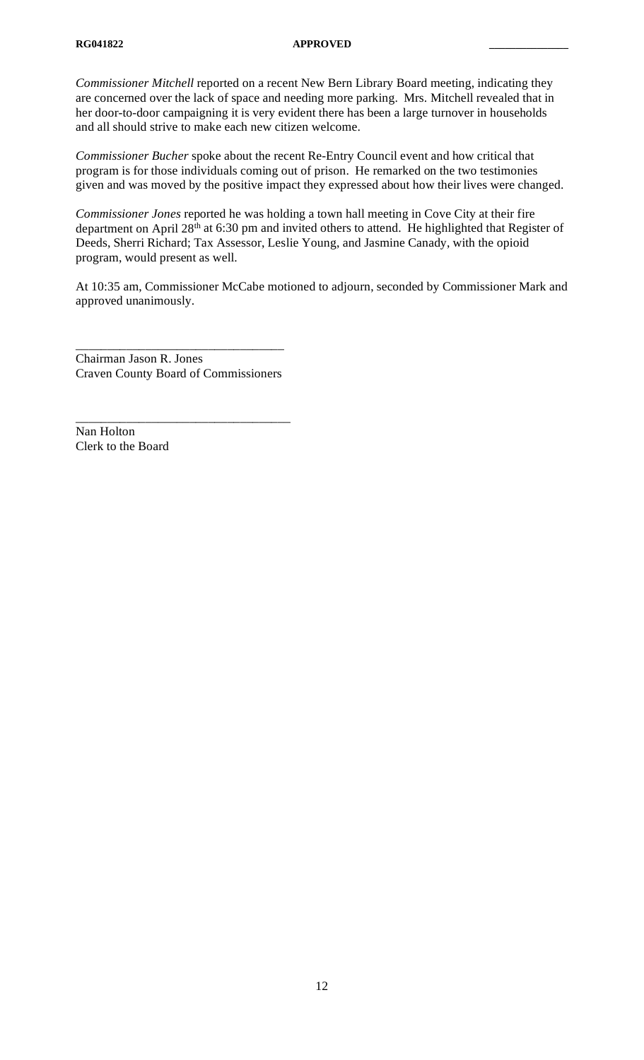*Commissioner Mitchell* reported on a recent New Bern Library Board meeting, indicating they are concerned over the lack of space and needing more parking. Mrs. Mitchell revealed that in her door-to-door campaigning it is very evident there has been a large turnover in households and all should strive to make each new citizen welcome.

*Commissioner Bucher* spoke about the recent Re-Entry Council event and how critical that program is for those individuals coming out of prison. He remarked on the two testimonies given and was moved by the positive impact they expressed about how their lives were changed.

*Commissioner Jones* reported he was holding a town hall meeting in Cove City at their fire department on April 28th at 6:30 pm and invited others to attend. He highlighted that Register of Deeds, Sherri Richard; Tax Assessor, Leslie Young, and Jasmine Canady, with the opioid program, would present as well.

At 10:35 am, Commissioner McCabe motioned to adjourn, seconded by Commissioner Mark and approved unanimously.

\_\_\_\_\_\_\_\_\_\_\_\_\_\_\_\_\_\_\_\_\_\_\_\_\_\_\_\_\_\_\_\_\_\_
Chairman Jason R. Jones
Craven County Board of Commissioners

\_\_\_\_\_\_\_\_\_\_\_\_\_\_\_\_\_\_\_\_\_\_\_\_\_\_\_\_\_\_\_\_\_\_
Nan Holton
Clerk to the Board